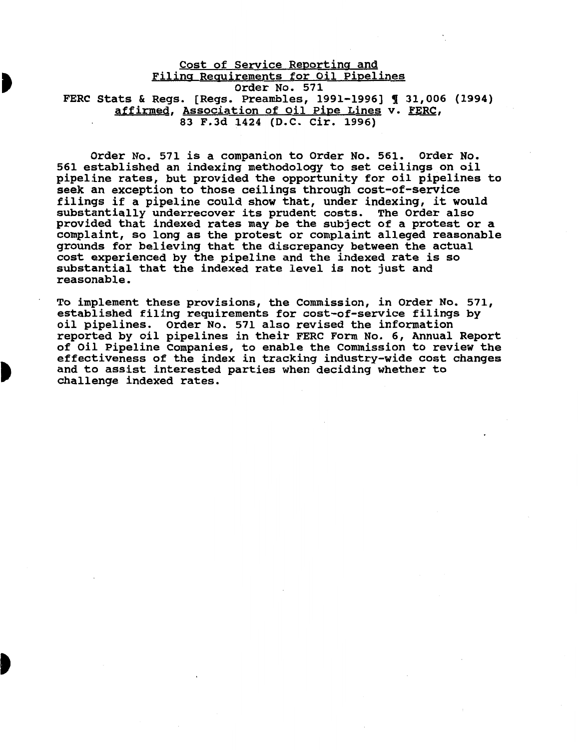<u>Cost of Service Reporting and</u>
<u>Filing Requirements for Oil Pipelines</u>
Order No. 571
FERC Stats & Regs. [Regs. Preambles, 1991-1996] ¶ 31,006 (1994)
<u>affirmed</u>, <u>Association of Oil Pipe Lines</u> v. <u>FERC</u>,
83 F.3d 1424 (D.C. Cir. 1996)

Order No. 571 is a companion to Order No. 561. Order No. 561 established an indexing methodology to set ceilings on oil pipeline rates, but provided the opportunity for oil pipelines to seek an exception to those ceilings through cost-of-service filings if a pipeline could show that, under indexing, it would substantially underrecover its prudent costs. The Order also provided that indexed rates may be the subject of a protest or a complaint, so long as the protest or complaint alleged reasonable grounds for believing that the discrepancy between the actual cost experienced by the pipeline and the indexed rate is so substantial that the indexed rate level is not just and reasonable.

To implement these provisions, the Commission, in Order No. 571, established filing requirements for cost-of-service filings by oil pipelines. Order No. 571 also revised the information reported by oil pipelines in their FERC Form No. 6, Annual Report of Oil Pipeline Companies, to enable the Commission to review the effectiveness of the index in tracking industry-wide cost changes and to assist interested parties when deciding whether to challenge indexed rates.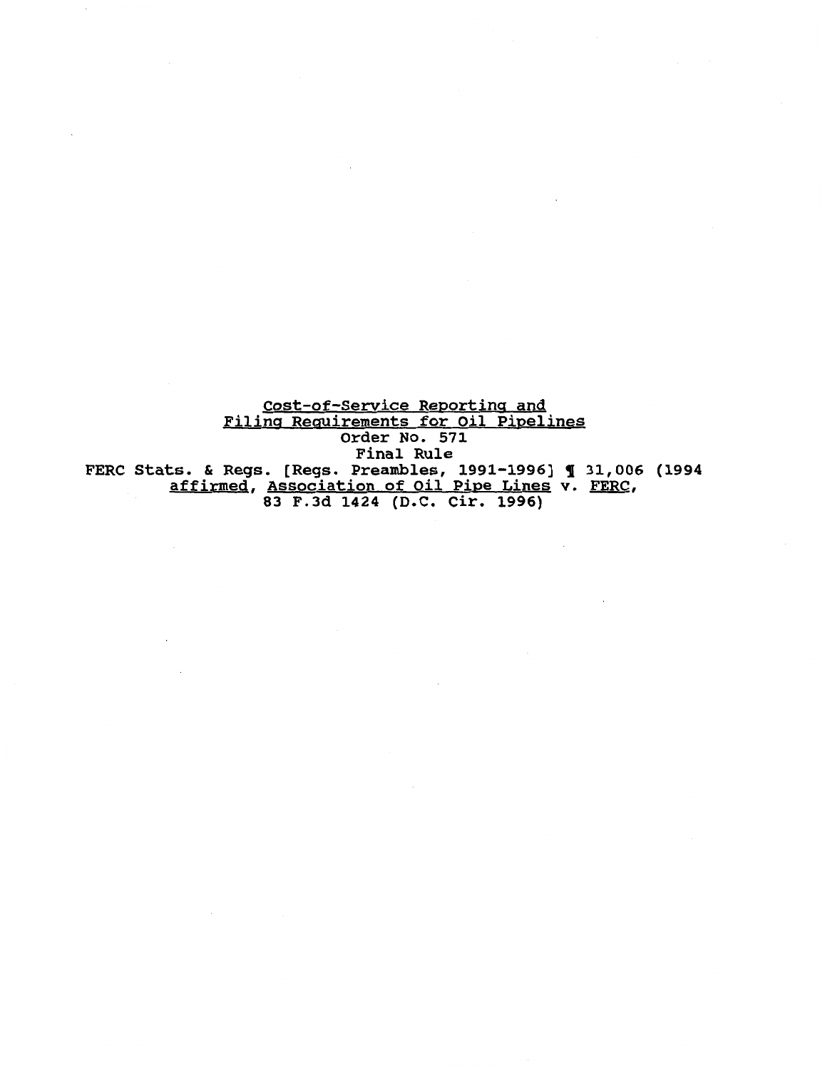Cost-of-Service Reporting and
Filing Requirements for Oil Pipelines
Order No. 571
Final Rule
FERC Stats. & Regs. [Regs. Preambles, 1991-1996] ¶ 31,006 (1994
affirmed, Association of Oil Pipe Lines v. FERC,
83 F.3d 1424 (D.C. Cir. 1996)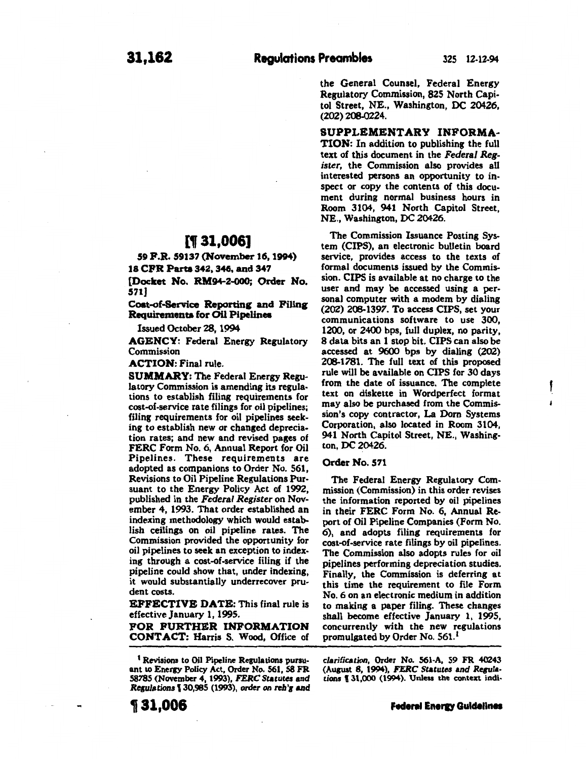# [¶ 31,006]

**59 F.R. 59137 (November 16, 1994)**

**18 CFR Parts 342, 346, and 347**

**[Docket No. RM94-2-000; Order No. 571]**

**Cost-of-Service Reporting and Filing Requirements for Oil Pipelines**

Issued October 28, 1994

**AGENCY:** Federal Energy Regulatory Commission

**ACTION:** Final rule.

**SUMMARY:** The Federal Energy Regulatory Commission is amending its regulations to establish filing requirements for cost-of-service rate filings for oil pipelines; filing requirements for oil pipelines seeking to establish new or changed depreciation rates; and new and revised pages of FERC Form No. 6, Annual Report for Oil Pipelines. These requirements are adopted as companions to Order No. 561, Revisions to Oil Pipeline Regulations Pursuant to the Energy Policy Act of 1992, published in the *Federal Register* on November 4, 1993. That order established an indexing methodology which would establish ceilings on oil pipeline rates. The Commission provided the opportunity for oil pipelines to seek an exception to indexing through a cost-of-service filing if the pipeline could show that, under indexing, it would substantially underrecover prudent costs.

**EFFECTIVE DATE:** This final rule is effective January 1, 1995.

**FOR FURTHER INFORMATION CONTACT:** Harris S. Wood, Office of the General Counsel, Federal Energy Regulatory Commission, 825 North Capitol Street, NE., Washington, DC 20426, (202) 208-0224.

**SUPPLEMENTARY INFORMATION:** In addition to publishing the full text of this document in the *Federal Register*, the Commission also provides all interested persons an opportunity to inspect or copy the contents of this document during normal business hours in Room 3104, 941 North Capitol Street, NE., Washington, DC 20426.

The Commission Issuance Posting System (CIPS), an electronic bulletin board service, provides access to the texts of formal documents issued by the Commission. CIPS is available at no charge to the user and may be accessed using a personal computer with a modem by dialing (202) 208-1397. To access CIPS, set your communications software to use 300, 1200, or 2400 bps, full duplex, no parity, 8 data bits an 1 stop bit. CIPS can also be accessed at 9600 bps by dialing (202) 208-1781. The full text of this proposed rule will be available on CIPS for 30 days from the date of issuance. The complete text on diskette in Wordperfect format may also be purchased from the Commission's copy contractor, La Dorn Systems Corporation, also located in Room 3104, 941 North Capitol Street, NE., Washington, DC 20426.

## Order No. 571

The Federal Energy Regulatory Commission (Commission) in this order revises the information reported by oil pipelines in their FERC Form No. 6, Annual Report of Oil Pipeline Companies (Form No. 6), and adopts filing requirements for cost-of-service rate filings by oil pipelines. The Commission also adopts rules for oil pipelines performing depreciation studies. Finally, the Commission is deferring at this time the requirement to file Form No. 6 on an electronic medium in addition to making a paper filing. These changes shall become effective January 1, 1995, concurrently with the new regulations promulgated by Order No. 561.[1]

---

[1] Revisions to Oil Pipeline Regulations pursuant to Energy Policy Act, Order No. 561, 58 FR 58785 (November 4, 1993), *FERC Statutes and Regulations* ¶ 30,985 (1993), *order on reh'g and clarification*, Order No. 561-A, 59 FR 40243 (August 8, 1994), *FERC Statutes and Regulations* ¶ 31,000 (1994). Unless the context indi-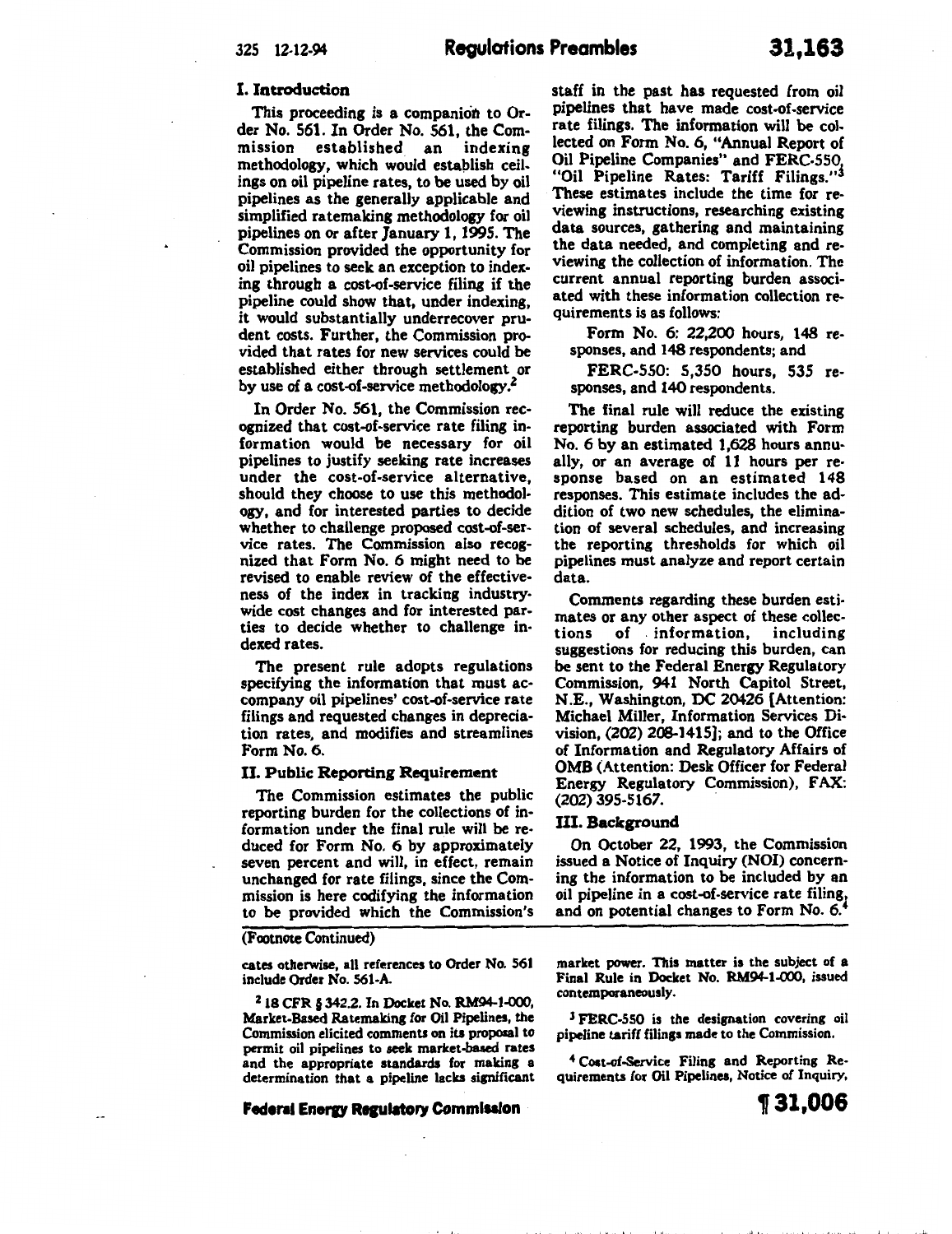## I. Introduction

This proceeding is a companion to Order No. 561. In Order No. 561, the Commission established an indexing methodology, which would establish ceilings on oil pipeline rates, to be used by oil pipelines as the generally applicable and simplified ratemaking methodology for oil pipelines on or after January 1, 1995. The Commission provided the opportunity for oil pipelines to seek an exception to indexing through a cost-of-service filing if the pipeline could show that, under indexing, it would substantially underrecover prudent costs. Further, the Commission provided that rates for new services could be established either through settlement or by use of a cost-of-service methodology.[2]

In Order No. 561, the Commission recognized that cost-of-service rate filing information would be necessary for oil pipelines to justify seeking rate increases under the cost-of-service alternative, should they choose to use this methodology, and for interested parties to decide whether to challenge proposed cost-of-service rates. The Commission also recognized that Form No. 6 might need to be revised to enable review of the effectiveness of the index in tracking industry-wide cost changes and for interested parties to decide whether to challenge indexed rates.

The present rule adopts regulations specifying the information that must accompany oil pipelines' cost-of-service rate filings and requested changes in depreciation rates, and modifies and streamlines Form No. 6.

## II. Public Reporting Requirement

The Commission estimates the public reporting burden for the collections of information under the final rule will be reduced for Form No. 6 by approximately seven percent and will, in effect, remain unchanged for rate filings, since the Commission is here codifying the information to be provided which the Commission's staff in the past has requested from oil pipelines that have made cost-of-service rate filings. The information will be collected on Form No. 6, "Annual Report of Oil Pipeline Companies" and FERC-550, "Oil Pipeline Rates: Tariff Filings."[3] These estimates include the time for reviewing instructions, researching existing data sources, gathering and maintaining the data needed, and completing and reviewing the collection of information. The current annual reporting burden associated with these information collection requirements is as follows:

Form No. 6: 22,200 hours, 148 responses, and 148 respondents; and

FERC-550: 5,350 hours, 535 responses, and 140 respondents.

The final rule will reduce the existing reporting burden associated with Form No. 6 by an estimated 1,628 hours annually, or an average of 11 hours per response based on an estimated 148 responses. This estimate includes the addition of two new schedules, the elimination of several schedules, and increasing the reporting thresholds for which oil pipelines must analyze and report certain data.

Comments regarding these burden estimates or any other aspect of these collections of information, including suggestions for reducing this burden, can be sent to the Federal Energy Regulatory Commission, 941 North Capitol Street, N.E., Washington, DC 20426 [Attention: Michael Miller, Information Services Division, (202) 208-1415]; and to the Office of Information and Regulatory Affairs of OMB (Attention: Desk Officer for Federal Energy Regulatory Commission), FAX: (202) 395-5167.

## III. Background

On October 22, 1993, the Commission issued a Notice of Inquiry (NOI) concerning the information to be included by an oil pipeline in a cost-of-service rate filing, and on potential changes to Form No. 6.[4]

---

(Footnote Continued)

cates otherwise, all references to Order No. 561 include Order No. 561-A.

[2] 18 CFR § 342.2. In Docket No. RM94-1-000, Market-Based Ratemaking for Oil Pipelines, the Commission elicited comments on its proposal to permit oil pipelines to seek market-based rates and the appropriate standards for making a determination that a pipeline lacks significant market power. This matter is the subject of a Final Rule in Docket No. RM94-1-000, issued contemporaneously.

[3] FERC-550 is the designation covering oil pipeline tariff filings made to the Commission.

[4] Cost-of-Service Filing and Reporting Requirements for Oil Pipelines, Notice of Inquiry,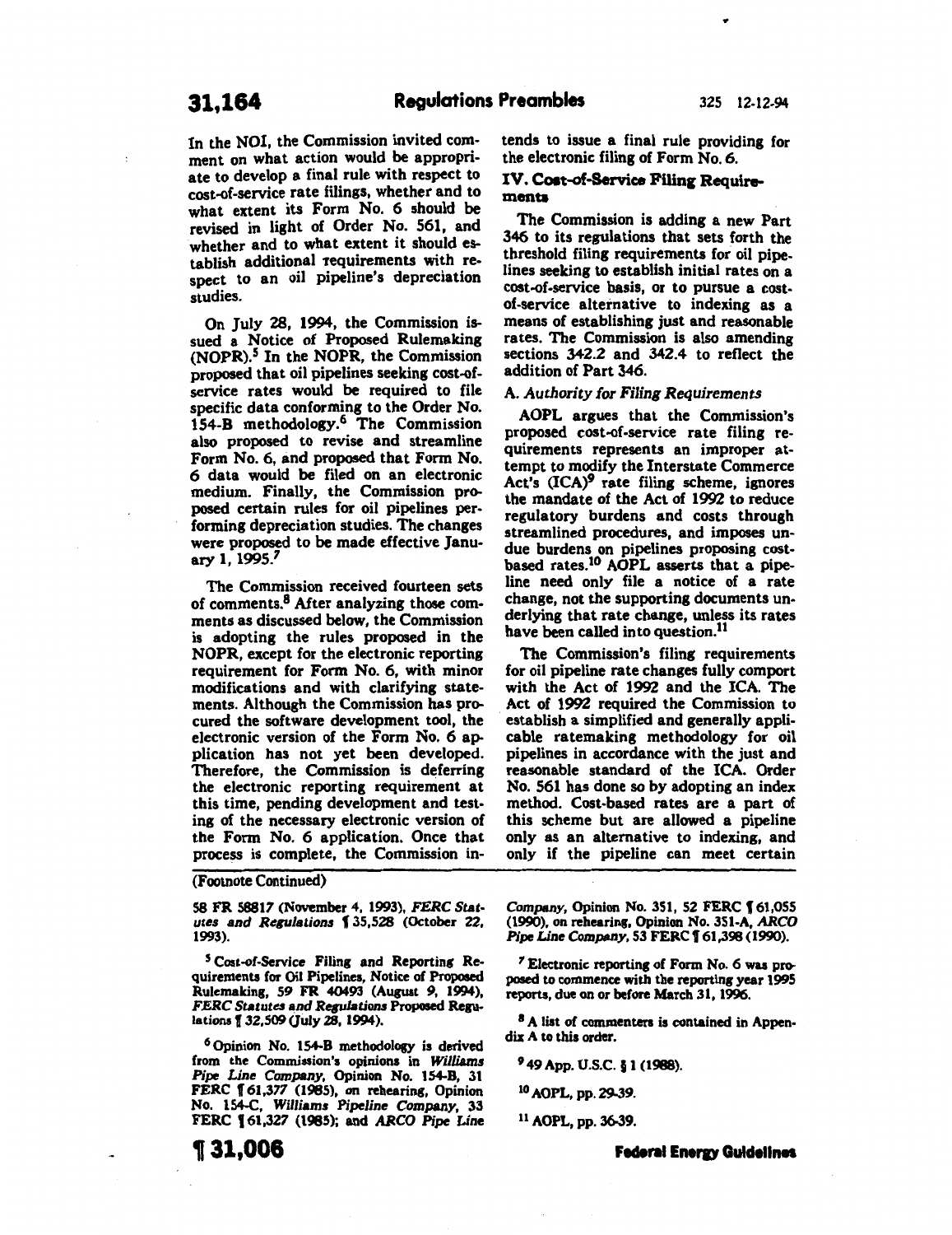In the NOI, the Commission invited comment on what action would be appropriate to develop a final rule with respect to cost-of-service rate filings, whether and to what extent its Form No. 6 should be revised in light of Order No. 561, and whether and to what extent it should establish additional requirements with respect to an oil pipeline's depreciation studies.

On July 28, 1994, the Commission issued a Notice of Proposed Rulemaking (NOPR).[5] In the NOPR, the Commission proposed that oil pipelines seeking cost-of-service rates would be required to file specific data conforming to the Order No. 154-B methodology.[6] The Commission also proposed to revise and streamline Form No. 6, and proposed that Form No. 6 data would be filed on an electronic medium. Finally, the Commission proposed certain rules for oil pipelines performing depreciation studies. The changes were proposed to be made effective January 1, 1995.[7]

The Commission received fourteen sets of comments.[8] After analyzing those comments as discussed below, the Commission is adopting the rules proposed in the NOPR, except for the electronic reporting requirement for Form No. 6, with minor modifications and with clarifying statements. Although the Commission has procured the software development tool, the electronic version of the Form No. 6 application has not yet been developed. Therefore, the Commission is deferring the electronic reporting requirement at this time, pending development and testing of the necessary electronic version of the Form No. 6 application. Once that process is complete, the Commission intends to issue a final rule providing for the electronic filing of Form No. 6.

## IV. Cost-of-Service Filing Requirements

The Commission is adding a new Part 346 to its regulations that sets forth the threshold filing requirements for oil pipelines seeking to establish initial rates on a cost-of-service basis, or to pursue a cost-of-service alternative to indexing as a means of establishing just and reasonable rates. The Commission is also amending sections 342.2 and 342.4 to reflect the addition of Part 346.

### A. *Authority for Filing Requirements*

AOPL argues that the Commission's proposed cost-of-service rate filing requirements represents an improper attempt to modify the Interstate Commerce Act's (ICA)[9] rate filing scheme, ignores the mandate of the Act of 1992 to reduce regulatory burdens and costs through streamlined procedures, and imposes undue burdens on pipelines proposing cost-based rates.[10] AOPL asserts that a pipeline need only file a notice of a rate change, not the supporting documents underlying that rate change, unless its rates have been called into question.[11]

The Commission's filing requirements for oil pipeline rate changes fully comport with the Act of 1992 and the ICA. The Act of 1992 required the Commission to establish a simplified and generally applicable ratemaking methodology for oil pipelines in accordance with the just and reasonable standard of the ICA. Order No. 561 has done so by adopting an index method. Cost-based rates are a part of this scheme but are allowed a pipeline only as an alternative to indexing, and only if the pipeline can meet certain

(Footnote Continued)

58 FR 58817 (November 4, 1993), *FERC Statutes and Regulations* ¶ 35,528 (October 22, 1993).

[5] Cost-of-Service Filing and Reporting Requirements for Oil Pipelines, Notice of Proposed Rulemaking, 59 FR 40493 (August 9, 1994), *FERC Statutes and Regulations* Proposed Regulations ¶ 32,509 (July 28, 1994).

[6] Opinion No. 154-B methodology is derived from the Commission's opinions in *Williams Pipe Line Company*, Opinion No. 154-B, 31 FERC ¶ 61,377 (1985), on rehearing, Opinion No. 154-C, *Williams Pipeline Company*, 33 FERC ¶ 61,327 (1985); and *ARCO Pipe Line Company*, Opinion No. 351, 52 FERC ¶ 61,055 (1990), on rehearing, Opinion No. 351-A, *ARCO Pipe Line Company*, 53 FERC ¶ 61,398 (1990).

[7] Electronic reporting of Form No. 6 was proposed to commence with the reporting year 1995 reports, due on or before March 31, 1996.

[8] A list of commenters is contained in Appendix A to this order.

[9] 49 App. U.S.C. § 1 (1988).

[10] AOPL, pp. 29-39.

[11] AOPL, pp. 36-39.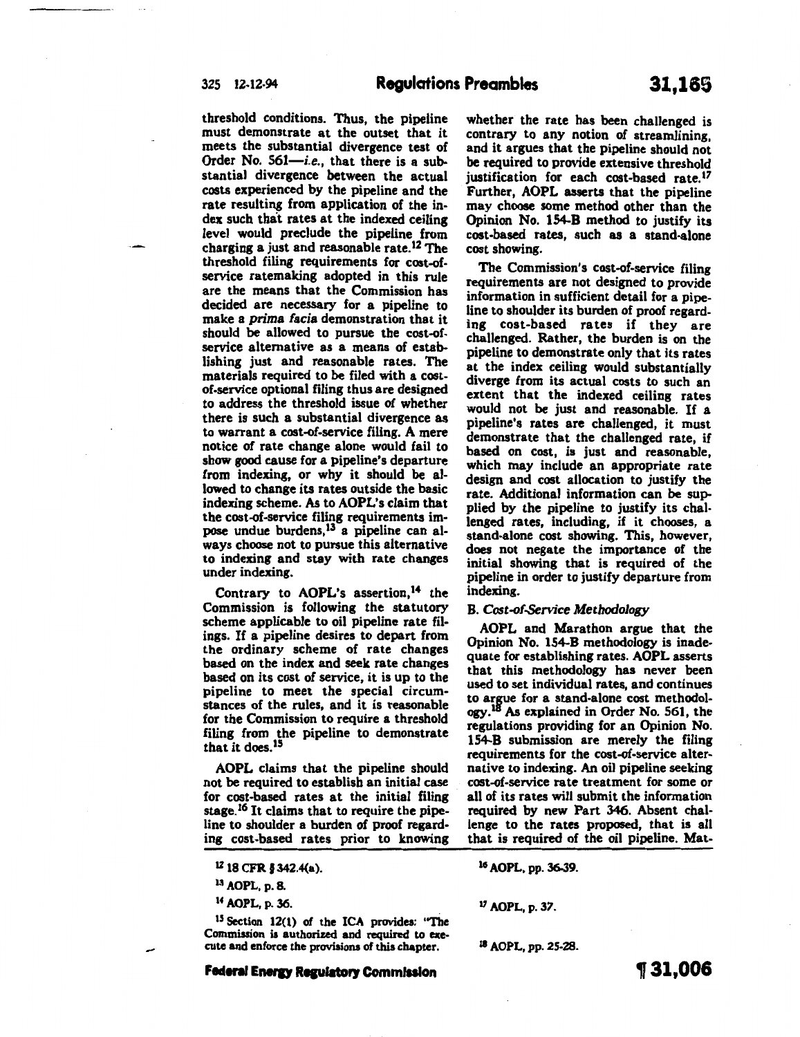threshold conditions. Thus, the pipeline must demonstrate at the outset that it meets the substantial divergence test of Order No. 561—*i.e.*, that there is a substantial divergence between the actual costs experienced by the pipeline and the rate resulting from application of the index such that rates at the indexed ceiling level would preclude the pipeline from charging a just and reasonable rate.[12] The threshold filing requirements for cost-of-service ratemaking adopted in this rule are the means that the Commission has decided are necessary for a pipeline to make a *prima facia* demonstration that it should be allowed to pursue the cost-of-service alternative as a means of establishing just and reasonable rates. The materials required to be filed with a cost-of-service optional filing thus are designed to address the threshold issue of whether there is such a substantial divergence as to warrant a cost-of-service filing. A mere notice of rate change alone would fail to show good cause for a pipeline's departure from indexing, or why it should be allowed to change its rates outside the basic indexing scheme. As to AOPL's claim that the cost-of-service filing requirements impose undue burdens,[13] a pipeline can always choose not to pursue this alternative to indexing and stay with rate changes under indexing.

Contrary to AOPL's assertion,[14] the Commission is following the statutory scheme applicable to oil pipeline rate filings. If a pipeline desires to depart from the ordinary scheme of rate changes based on the index and seek rate changes based on its cost of service, it is up to the pipeline to meet the special circumstances of the rules, and it is reasonable for the Commission to require a threshold filing from the pipeline to demonstrate that it does.[15]

AOPL claims that the pipeline should not be required to establish an initial case for cost-based rates at the initial filing stage.[16] It claims that to require the pipeline to shoulder a burden of proof regarding cost-based rates prior to knowing whether the rate has been challenged is contrary to any notion of streamlining, and it argues that the pipeline should not be required to provide extensive threshold justification for each cost-based rate.[17] Further, AOPL asserts that the pipeline may choose some method other than the Opinion No. 154-B method to justify its cost-based rates, such as a stand-alone cost showing.

The Commission's cost-of-service filing requirements are not designed to provide information in sufficient detail for a pipeline to shoulder its burden of proof regarding cost-based rates if they are challenged. Rather, the burden is on the pipeline to demonstrate only that its rates at the index ceiling would substantially diverge from its actual costs to such an extent that the indexed ceiling rates would not be just and reasonable. If a pipeline's rates are challenged, it must demonstrate that the challenged rate, if based on cost, is just and reasonable, which may include an appropriate rate design and cost allocation to justify the rate. Additional information can be supplied by the pipeline to justify its challenged rates, including, if it chooses, a stand-alone cost showing. This, however, does not negate the importance of the initial showing that is required of the pipeline in order to justify departure from indexing.

### B. *Cost-of-Service Methodology*

AOPL and Marathon argue that the Opinion No. 154-B methodology is inadequate for establishing rates. AOPL asserts that this methodology has never been used to set individual rates, and continues to argue for a stand-alone cost methodology.[18] As explained in Order No. 561, the regulations providing for an Opinion No. 154-B submission are merely the filing requirements for the cost-of-service alternative to indexing. An oil pipeline seeking cost-of-service rate treatment for some or all of its rates will submit the information required by new Part 346. Absent challenge to the rates proposed, that is all that is required of the oil pipeline. Mat-

[12] 18 CFR § 342.4(a).

[13] AOPL, p. 8.

[14] AOPL, p. 36.

[15] Section 12(1) of the ICA provides: "The Commission is authorized and required to execute and enforce the provisions of this chapter.

[16] AOPL, pp. 36-39.

[17] AOPL, p. 37.

[18] AOPL, pp. 25-28.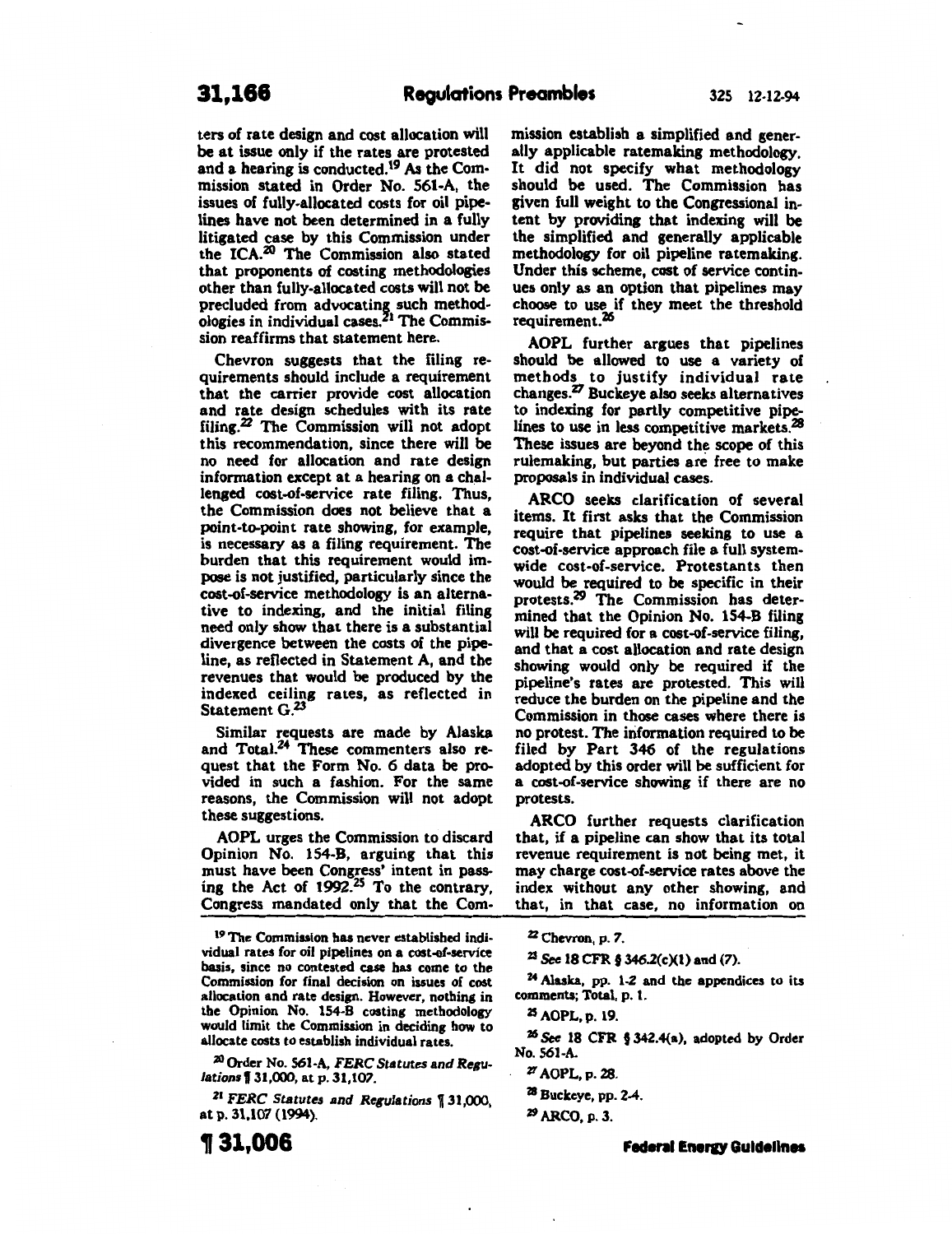ters of rate design and cost allocation will be at issue only if the rates are protested and a hearing is conducted.[19] As the Commission stated in Order No. 561-A, the issues of fully-allocated costs for oil pipelines have not been determined in a fully litigated case by this Commission under the ICA.[20] The Commission also stated that proponents of costing methodologies other than fully-allocated costs will not be precluded from advocating such methodologies in individual cases.[21] The Commission reaffirms that statement here.

Chevron suggests that the filing requirements should include a requirement that the carrier provide cost allocation and rate design schedules with its rate filing.[22] The Commission will not adopt this recommendation, since there will be no need for allocation and rate design information except at a hearing on a challenged cost-of-service rate filing. Thus, the Commission does not believe that a point-to-point rate showing, for example, is necessary as a filing requirement. The burden that this requirement would impose is not justified, particularly since the cost-of-service methodology is an alternative to indexing, and the initial filing need only show that there is a substantial divergence between the costs of the pipeline, as reflected in Statement A, and the revenues that would be produced by the indexed ceiling rates, as reflected in Statement G.[23]

Similar requests are made by Alaska and Total.[24] These commenters also request that the Form No. 6 data be provided in such a fashion. For the same reasons, the Commission will not adopt these suggestions.

AOPL urges the Commission to discard Opinion No. 154-B, arguing that this must have been Congress' intent in passing the Act of 1992.[25] To the contrary, Congress mandated only that the Commission establish a simplified and generally applicable ratemaking methodology. It did not specify what methodology should be used. The Commission has given full weight to the Congressional intent by providing that indexing will be the simplified and generally applicable methodology for oil pipeline ratemaking. Under this scheme, cost of service continues only as an option that pipelines may choose to use if they meet the threshold requirement.[26]

AOPL further argues that pipelines should be allowed to use a variety of methods to justify individual rate changes.[27] Buckeye also seeks alternatives to indexing for partly competitive pipelines to use in less competitive markets.[28] These issues are beyond the scope of this rulemaking, but parties are free to make proposals in individual cases.

ARCO seeks clarification of several items. It first asks that the Commission require that pipelines seeking to use a cost-of-service approach file a full systemwide cost-of-service. Protestants then would be required to be specific in their protests.[29] The Commission has determined that the Opinion No. 154-B filing will be required for a cost-of-service filing, and that a cost allocation and rate design showing would only be required if the pipeline's rates are protested. This will reduce the burden on the pipeline and the Commission in those cases where there is no protest. The information required to be filed by Part 346 of the regulations adopted by this order will be sufficient for a cost-of-service showing if there are no protests.

ARCO further requests clarification that, if a pipeline can show that its total revenue requirement is not being met, it may charge cost-of-service rates above the index without any other showing, and that, in that case, no information on

---

[19] The Commission has never established individual rates for oil pipelines on a cost-of-service basis, since no contested case has come to the Commission for final decision on issues of cost allocation and rate design. However, nothing in the Opinion No. 154-B costing methodology would limit the Commission in deciding how to allocate costs to establish individual rates.

[20] Order No. 561-A, *FERC Statutes and Regulations* ¶ 31,000, at p. 31,107.

[21] *FERC Statutes and Regulations* ¶ 31,000, at p. 31,107 (1994).

[22] Chevron, p. 7.

[23] *See* 18 CFR § 346.2(c)(1) and (7).

[24] Alaska, pp. 1-2 and the appendices to its comments; Total, p. 1.

[25] AOPL, p. 19.

[26] *See* 18 CFR § 342.4(a), adopted by Order No. 561-A.

[27] AOPL, p. 28.

[28] Buckeye, pp. 2-4.

[29] ARCO, p. 3.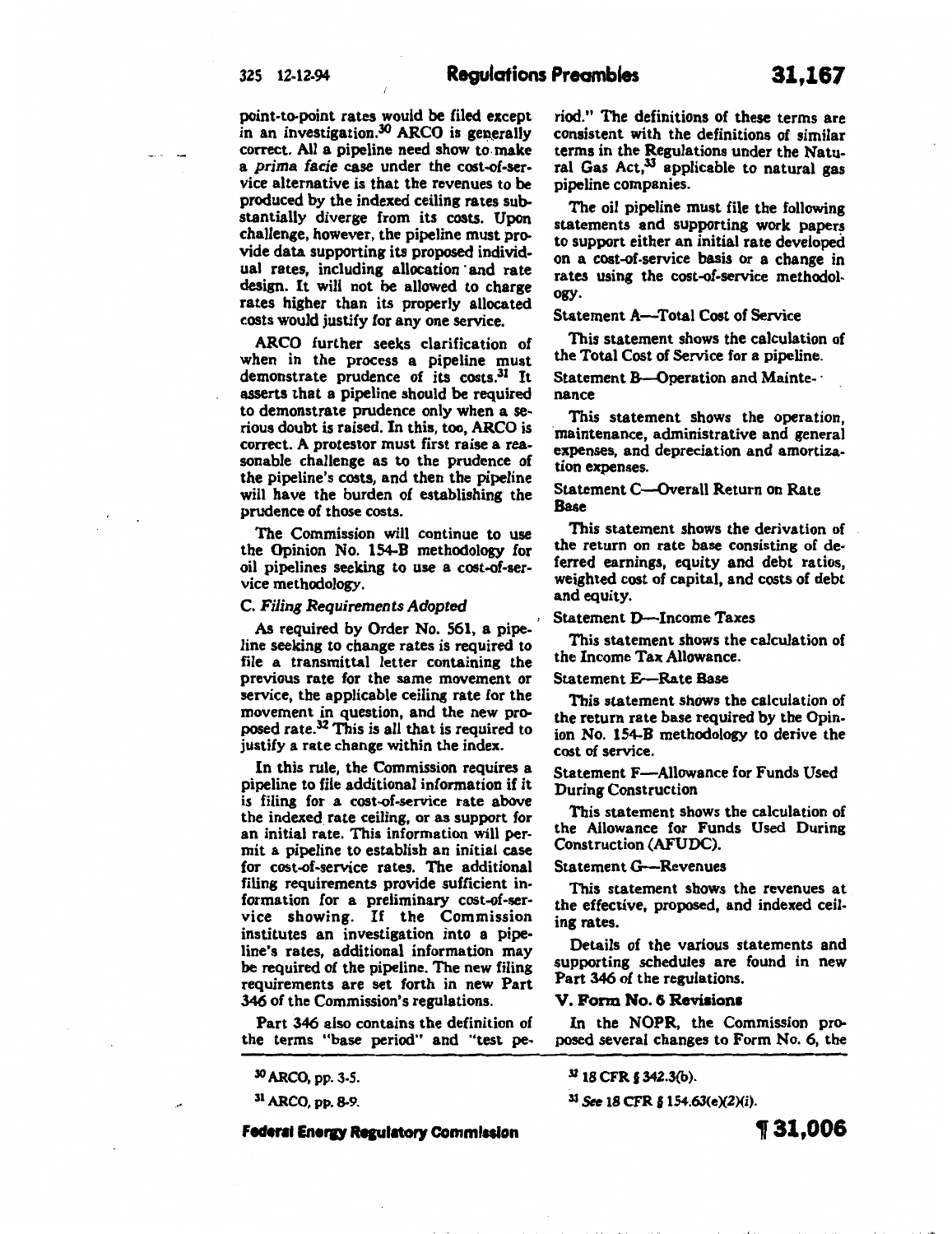point-to-point rates would be filed except in an investigation.[30] ARCO is generally correct. All a pipeline need show to make a *prima facie* case under the cost-of-service alternative is that the revenues to be produced by the indexed ceiling rates substantially diverge from its costs. Upon challenge, however, the pipeline must provide data supporting its proposed individual rates, including allocation and rate design. It will not be allowed to charge rates higher than its properly allocated costs would justify for any one service.

ARCO further seeks clarification of when in the process a pipeline must demonstrate prudence of its costs.[31] It asserts that a pipeline should be required to demonstrate prudence only when a serious doubt is raised. In this, too, ARCO is correct. A protestor must first raise a reasonable challenge as to the prudence of the pipeline's costs, and then the pipeline will have the burden of establishing the prudence of those costs.

The Commission will continue to use the Opinion No. 154-B methodology for oil pipelines seeking to use a cost-of-service methodology.

### C. *Filing Requirements Adopted*

As required by Order No. 561, a pipeline seeking to change rates is required to file a transmittal letter containing the previous rate for the same movement or service, the applicable ceiling rate for the movement in question, and the new proposed rate.[32] This is all that is required to justify a rate change within the index.

In this rule, the Commission requires a pipeline to file additional information if it is filing for a cost-of-service rate above the indexed rate ceiling, or as support for an initial rate. This information will permit a pipeline to establish an initial case for cost-of-service rates. The additional filing requirements provide sufficient information for a preliminary cost-of-service showing. If the Commission institutes an investigation into a pipeline's rates, additional information may be required of the pipeline. The new filing requirements are set forth in new Part 346 of the Commission's regulations.

Part 346 also contains the definition of the terms "base period" and "test period." The definitions of these terms are consistent with the definitions of similar terms in the Regulations under the Natural Gas Act,[33] applicable to natural gas pipeline companies.

The oil pipeline must file the following statements and supporting work papers to support either an initial rate developed on a cost-of-service basis or a change in rates using the cost-of-service methodology.

Statement A—Total Cost of Service

This statement shows the calculation of the Total Cost of Service for a pipeline.

Statement B—Operation and Maintenance

This statement shows the operation, maintenance, administrative and general expenses, and depreciation and amortization expenses.

Statement C—Overall Return on Rate Base

This statement shows the derivation of the return on rate base consisting of deferred earnings, equity and debt ratios, weighted cost of capital, and costs of debt and equity.

Statement D—Income Taxes

This statement shows the calculation of the Income Tax Allowance.

Statement E—Rate Base

This statement shows the calculation of the return rate base required by the Opinion No. 154-B methodology to derive the cost of service.

Statement F—Allowance for Funds Used During Construction

This statement shows the calculation of the Allowance for Funds Used During Construction (AFUDC).

Statement G—Revenues

This statement shows the revenues at the effective, proposed, and indexed ceiling rates.

Details of the various statements and supporting schedules are found in new Part 346 of the regulations.

## V. Form No. 6 Revisions

In the NOPR, the Commission proposed several changes to Form No. 6, the

[30] ARCO, pp. 3-5.

[31] ARCO, pp. 8-9.

[32] 18 CFR § 342.3(b).

[33] *See* 18 CFR § 154.63(e)(2)(i).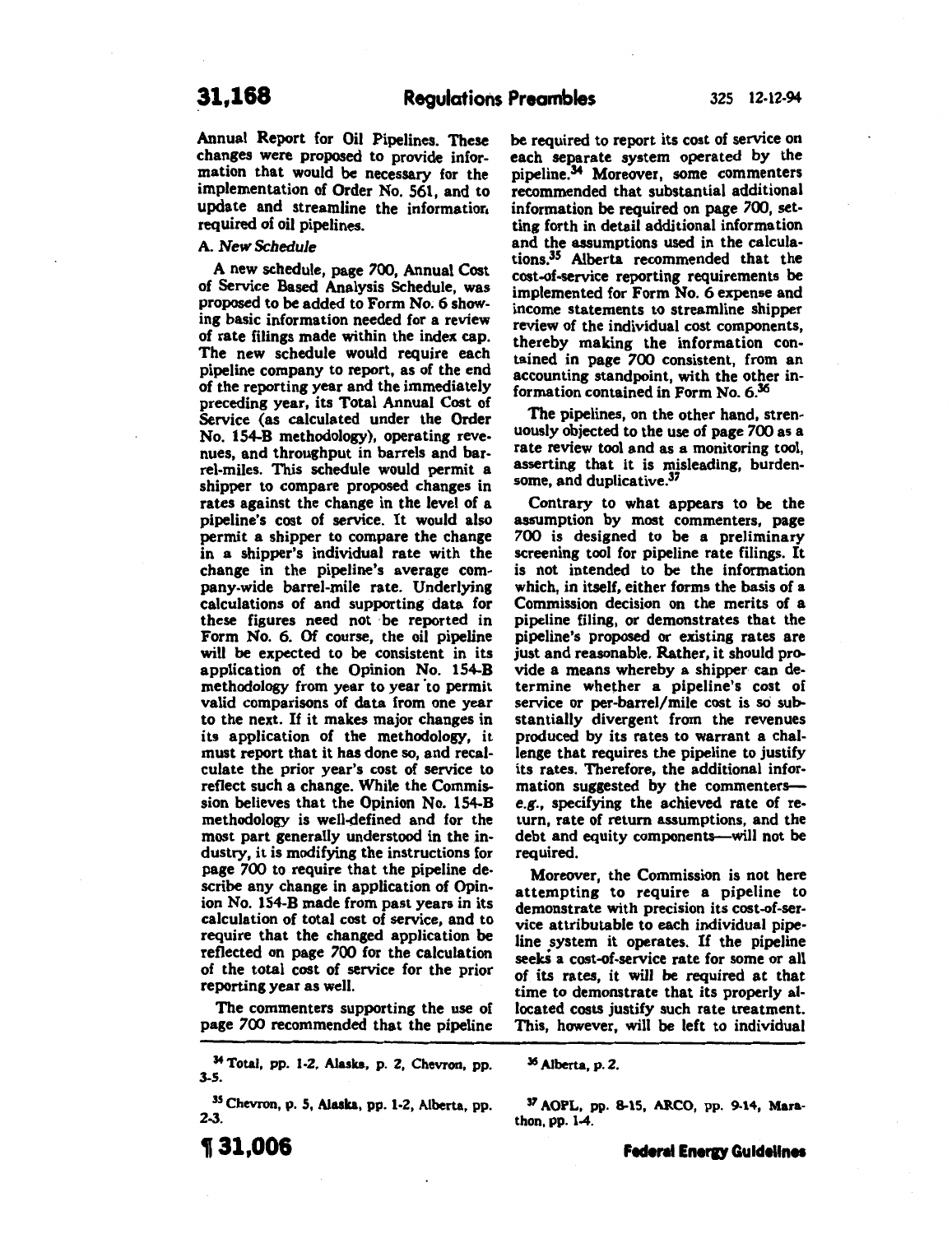Annual Report for Oil Pipelines. These changes were proposed to provide information that would be necessary for the implementation of Order No. 561, and to update and streamline the information required of oil pipelines.

A. *New Schedule*

A new schedule, page 700, Annual Cost of Service Based Analysis Schedule, was proposed to be added to Form No. 6 showing basic information needed for a review of rate filings made within the index cap. The new schedule would require each pipeline company to report, as of the end of the reporting year and the immediately preceding year, its Total Annual Cost of Service (as calculated under the Order No. 154-B methodology), operating revenues, and throughput in barrels and barrel-miles. This schedule would permit a shipper to compare proposed changes in rates against the change in the level of a pipeline's cost of service. It would also permit a shipper to compare the change in a shipper's individual rate with the change in the pipeline's average company-wide barrel-mile rate. Underlying calculations of and supporting data for these figures need not be reported in Form No. 6. Of course, the oil pipeline will be expected to be consistent in its application of the Opinion No. 154-B methodology from year to year to permit valid comparisons of data from one year to the next. If it makes major changes in its application of the methodology, it must report that it has done so, and recalculate the prior year's cost of service to reflect such a change. While the Commission believes that the Opinion No. 154-B methodology is well-defined and for the most part generally understood in the industry, it is modifying the instructions for page 700 to require that the pipeline describe any change in application of Opinion No. 154-B made from past years in its calculation of total cost of service, and to require that the changed application be reflected on page 700 for the calculation of the total cost of service for the prior reporting year as well.

The commenters supporting the use of page 700 recommended that the pipeline be required to report its cost of service on each separate system operated by the pipeline.[34] Moreover, some commenters recommended that substantial additional information be required on page 700, setting forth in detail additional information and the assumptions used in the calculations.[35] Alberta recommended that the cost-of-service reporting requirements be implemented for Form No. 6 expense and income statements to streamline shipper review of the individual cost components, thereby making the information contained in page 700 consistent, from an accounting standpoint, with the other information contained in Form No. 6.[36]

The pipelines, on the other hand, strenuously objected to the use of page 700 as a rate review tool and as a monitoring tool, asserting that it is misleading, burdensome, and duplicative.[37]

Contrary to what appears to be the assumption by most commenters, page 700 is designed to be a preliminary screening tool for pipeline rate filings. It is not intended to be the information which, in itself, either forms the basis of a Commission decision on the merits of a pipeline filing, or demonstrates that the pipeline's proposed or existing rates are just and reasonable. Rather, it should provide a means whereby a shipper can determine whether a pipeline's cost of service or per-barrel/mile cost is so substantially divergent from the revenues produced by its rates to warrant a challenge that requires the pipeline to justify its rates. Therefore, the additional information suggested by the commenters—*e.g.*, specifying the achieved rate of return, rate of return assumptions, and the debt and equity components—will not be required.

Moreover, the Commission is not here attempting to require a pipeline to demonstrate with precision its cost-of-service attributable to each individual pipeline system it operates. If the pipeline seeks a cost-of-service rate for some or all of its rates, it will be required at that time to demonstrate that its properly allocated costs justify such rate treatment. This, however, will be left to individual

[34] Total, pp. 1-2, Alaska, p. 2, Chevron, pp. 3-5.

[35] Chevron, p. 5, Alaska, pp. 1-2, Alberta, pp. 2-3.

[36] Alberta, p. 2.

[37] AOPL, pp. 8-15, ARCO, pp. 9-14, Marathon, pp. 1-4.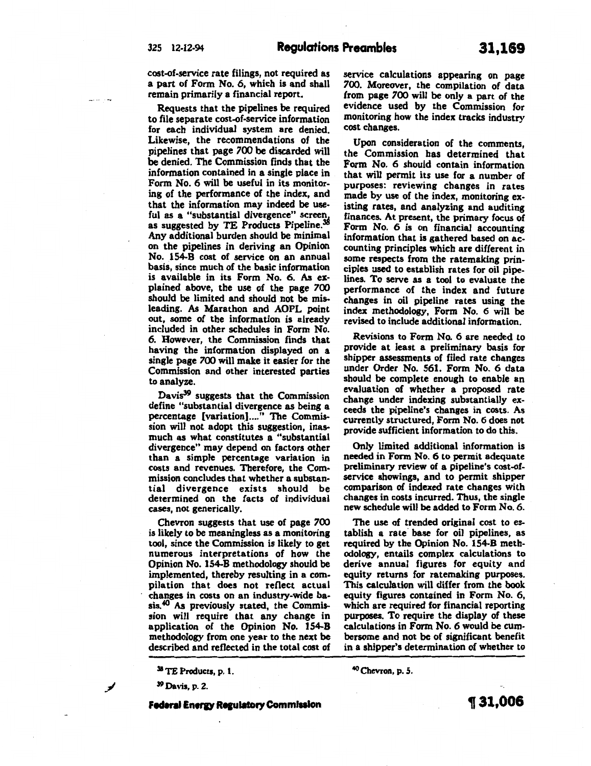cost-of-service rate filings, not required as a part of Form No. 6, which is and shall remain primarily a financial report.

Requests that the pipelines be required to file separate cost-of-service information for each individual system are denied. Likewise, the recommendations of the pipelines that page 700 be discarded will be denied. The Commission finds that the information contained in a single place in Form No. 6 will be useful in its monitoring of the performance of the index, and that the information may indeed be useful as a "substantial divergence" screen, as suggested by TE Products Pipeline.[38] Any additional burden should be minimal on the pipelines in deriving an Opinion No. 154-B cost of service on an annual basis, since much of the basic information is available in its Form No. 6. As explained above, the use of the page 700 should be limited and should not be misleading. As Marathon and AOPL point out, some of the information is already included in other schedules in Form No. 6. However, the Commission finds that having the information displayed on a single page 700 will make it easier for the Commission and other interested parties to analyze.

Davis[39] suggests that the Commission define "substantial divergence as being a percentage [variation]...." The Commission will not adopt this suggestion, inasmuch as what constitutes a "substantial divergence" may depend on factors other than a simple percentage variation in costs and revenues. Therefore, the Commission concludes that whether a substantial divergence exists should be determined on the facts of individual cases, not generically.

Chevron suggests that use of page 700 is likely to be meaningless as a monitoring tool, since the Commission is likely to get numerous interpretations of how the Opinion No. 154-B methodology should be implemented, thereby resulting in a compilation that does not reflect actual changes in costs on an industry-wide basis.[40] As previously stated, the Commission will require that any change in application of the Opinion No. 154-B methodology from one year to the next be described and reflected in the total cost of service calculations appearing on page 700. Moreover, the compilation of data from page 700 will be only a part of the evidence used by the Commission for monitoring how the index tracks industry cost changes.

Upon consideration of the comments, the Commission has determined that Form No. 6 should contain information that will permit its use for a number of purposes: reviewing changes in rates made by use of the index, monitoring existing rates, and analyzing and auditing finances. At present, the primary focus of Form No. 6 is on financial accounting information that is gathered based on accounting principles which are different in some respects from the ratemaking principles used to establish rates for oil pipelines. To serve as a tool to evaluate the performance of the index and future changes in oil pipeline rates using the index methodology, Form No. 6 will be revised to include additional information.

Revisions to Form No. 6 are needed to provide at least a preliminary basis for shipper assessments of filed rate changes under Order No. 561. Form No. 6 data should be complete enough to enable an evaluation of whether a proposed rate change under indexing substantially exceeds the pipeline's changes in costs. As currently structured, Form No. 6 does not provide sufficient information to do this.

Only limited additional information is needed in Form No. 6 to permit adequate preliminary review of a pipeline's cost-of-service showings, and to permit shipper comparison of indexed rate changes with changes in costs incurred. Thus, the single new schedule will be added to Form No. 6.

The use of trended original cost to establish a rate base for oil pipelines, as required by the Opinion No. 154-B methodology, entails complex calculations to derive annual figures for equity and equity returns for ratemaking purposes. This calculation will differ from the book equity figures contained in Form No. 6, which are required for financial reporting purposes. To require the display of these calculations in Form No. 6 would be cumbersome and not be of significant benefit in a shipper's determination of whether to

[38] TE Products, p. 1.

[39] Davis, p. 2.

[40] Chevron, p. 5.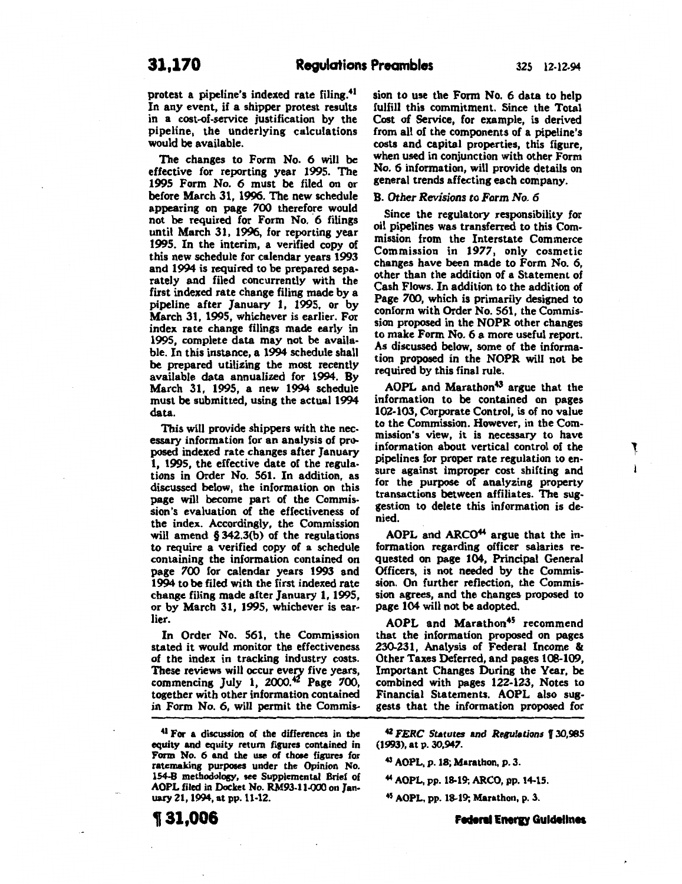protest a pipeline's indexed rate filing.[41] In any event, if a shipper protest results in a cost-of-service justification by the pipeline, the underlying calculations would be available.

The changes to Form No. 6 will be effective for reporting year 1995. The 1995 Form No. 6 must be filed on or before March 31, 1996. The new schedule appearing on page 700 therefore would not be required for Form No. 6 filings until March 31, 1996, for reporting year 1995. In the interim, a verified copy of this new schedule for calendar years 1993 and 1994 is required to be prepared separately and filed concurrently with the first indexed rate change filing made by a pipeline after January 1, 1995, or by March 31, 1995, whichever is earlier. For index rate change filings made early in 1995, complete data may not be available. In this instance, a 1994 schedule shall be prepared utilizing the most recently available data annualized for 1994. By March 31, 1995, a new 1994 schedule must be submitted, using the actual 1994 data.

This will provide shippers with the necessary information for an analysis of proposed indexed rate changes after January 1, 1995, the effective date of the regulations in Order No. 561. In addition, as discussed below, the information on this page will become part of the Commission's evaluation of the effectiveness of the index. Accordingly, the Commission will amend § 342.3(b) of the regulations to require a verified copy of a schedule containing the information contained on page 700 for calendar years 1993 and 1994 to be filed with the first indexed rate change filing made after January 1, 1995, or by March 31, 1995, whichever is earlier.

In Order No. 561, the Commission stated it would monitor the effectiveness of the index in tracking industry costs. These reviews will occur every five years, commencing July 1, 2000.[42] Page 700, together with other information contained in Form No. 6, will permit the Commission to use the Form No. 6 data to help fulfill this commitment. Since the Total Cost of Service, for example, is derived from all of the components of a pipeline's costs and capital properties, this figure, when used in conjunction with other Form No. 6 information, will provide details on general trends affecting each company.

### B. *Other Revisions to Form No. 6*

Since the regulatory responsibility for oil pipelines was transferred to this Commission from the Interstate Commerce Commission in 1977, only cosmetic changes have been made to Form No. 6, other than the addition of a Statement of Cash Flows. In addition to the addition of Page 700, which is primarily designed to conform with Order No. 561, the Commission proposed in the NOPR other changes to make Form No. 6 a more useful report. As discussed below, some of the information proposed in the NOPR will not be required by this final rule.

AOPL and Marathon[43] argue that the information to be contained on pages 102-103, Corporate Control, is of no value to the Commission. However, in the Commission's view, it is necessary to have information about vertical control of the pipelines for proper rate regulation to ensure against improper cost shifting and for the purpose of analyzing property transactions between affiliates. The suggestion to delete this information is denied.

AOPL and ARCO[44] argue that the information regarding officer salaries requested on page 104, Principal General Officers, is not needed by the Commission. On further reflection, the Commission agrees, and the changes proposed to page 104 will not be adopted.

AOPL and Marathon[45] recommend that the information proposed on pages 230-231, Analysis of Federal Income & Other Taxes Deferred, and pages 108-109, Important Changes During the Year, be combined with pages 122-123, Notes to Financial Statements. AOPL also suggests that the information proposed for

---

[41] For a discussion of the differences in the equity and equity return figures contained in Form No. 6 and the use of those figures for ratemaking purposes under the Opinion No. 154-B methodology, see Supplemental Brief of AOPL filed in Docket No. RM93-11-000 on January 21, 1994, at pp. 11-12.

[42] *FERC Statutes and Regulations* ¶ 30,985 (1993), at p. 30,947.

[43] AOPL, p. 18; Marathon, p. 3.

[44] AOPL, pp. 18-19; ARCO, pp. 14-15.

[45] AOPL, pp. 18-19; Marathon, p. 3.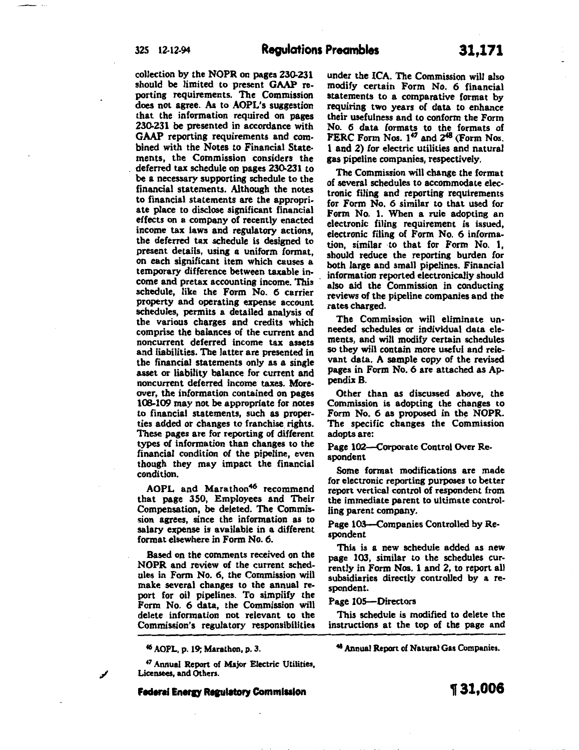collection by the NOPR on pages 230-231 should be limited to present GAAP reporting requirements. The Commission does not agree. As to AOPL's suggestion that the information required on pages 230-231 be presented in accordance with GAAP reporting requirements and combined with the Notes to Financial Statements, the Commission considers the deferred tax schedule on pages 230-231 to be a necessary supporting schedule to the financial statements. Although the notes to financial statements are the appropriate place to disclose significant financial effects on a company of recently enacted income tax laws and regulatory actions, the deferred tax schedule is designed to present details, using a uniform format, on each significant item which causes a temporary difference between taxable income and pretax accounting income. This schedule, like the Form No. 6 carrier property and operating expense account schedules, permits a detailed analysis of the various charges and credits which comprise the balances of the current and noncurrent deferred income tax assets and liabilities. The latter are presented in the financial statements only as a single asset or liability balance for current and noncurrent deferred income taxes. Moreover, the information contained on pages 108-109 may not be appropriate for notes to financial statements, such as properties added or changes to franchise rights. These pages are for reporting of different types of information than changes to the financial condition of the pipeline, even though they may impact the financial condition.

AOPL and Marathon[46] recommend that page 350, Employees and Their Compensation, be deleted. The Commission agrees, since the information as to salary expense is available in a different format elsewhere in Form No. 6.

Based on the comments received on the NOPR and review of the current schedules in Form No. 6, the Commission will make several changes to the annual report for oil pipelines. To simplify the Form No. 6 data, the Commission will delete information not relevant to the Commission's regulatory responsibilities under the ICA. The Commission will also modify certain Form No. 6 financial statements to a comparative format by requiring two years of data to enhance their usefulness and to conform the Form No. 6 data formats to the formats of FERC Form Nos. 1[47] and 2[48] (Form Nos. 1 and 2) for electric utilities and natural gas pipeline companies, respectively.

The Commission will change the format of several schedules to accommodate electronic filing and reporting requirements for Form No. 6 similar to that used for Form No. 1. When a rule adopting an electronic filing requirement is issued, electronic filing of Form No. 6 information, similar to that for Form No. 1, should reduce the reporting burden for both large and small pipelines. Financial information reported electronically should also aid the Commission in conducting reviews of the pipeline companies and the rates charged.

The Commission will eliminate unneeded schedules or individual data elements, and will modify certain schedules so they will contain more useful and relevant data. A sample copy of the revised pages in Form No. 6 are attached as Appendix B.

Other than as discussed above, the Commission is adopting the changes to Form No. 6 as proposed in the NOPR. The specific changes the Commission adopts are:

Page 102—Corporate Control Over Respondent

Some format modifications are made for electronic reporting purposes to better report vertical control of respondent from the immediate parent to ultimate controlling parent company.

Page 103—Companies Controlled by Respondent

This is a new schedule added as new page 103, similar to the schedules currently in Form Nos. 1 and 2, to report all subsidiaries directly controlled by a respondent.

Page 105—Directors

This schedule is modified to delete the instructions at the top of the page and

---

[46] AOPL, p. 19; Marathon, p. 3.

[47] Annual Report of Major Electric Utilities, Licensees, and Others.

[48] Annual Report of Natural Gas Companies.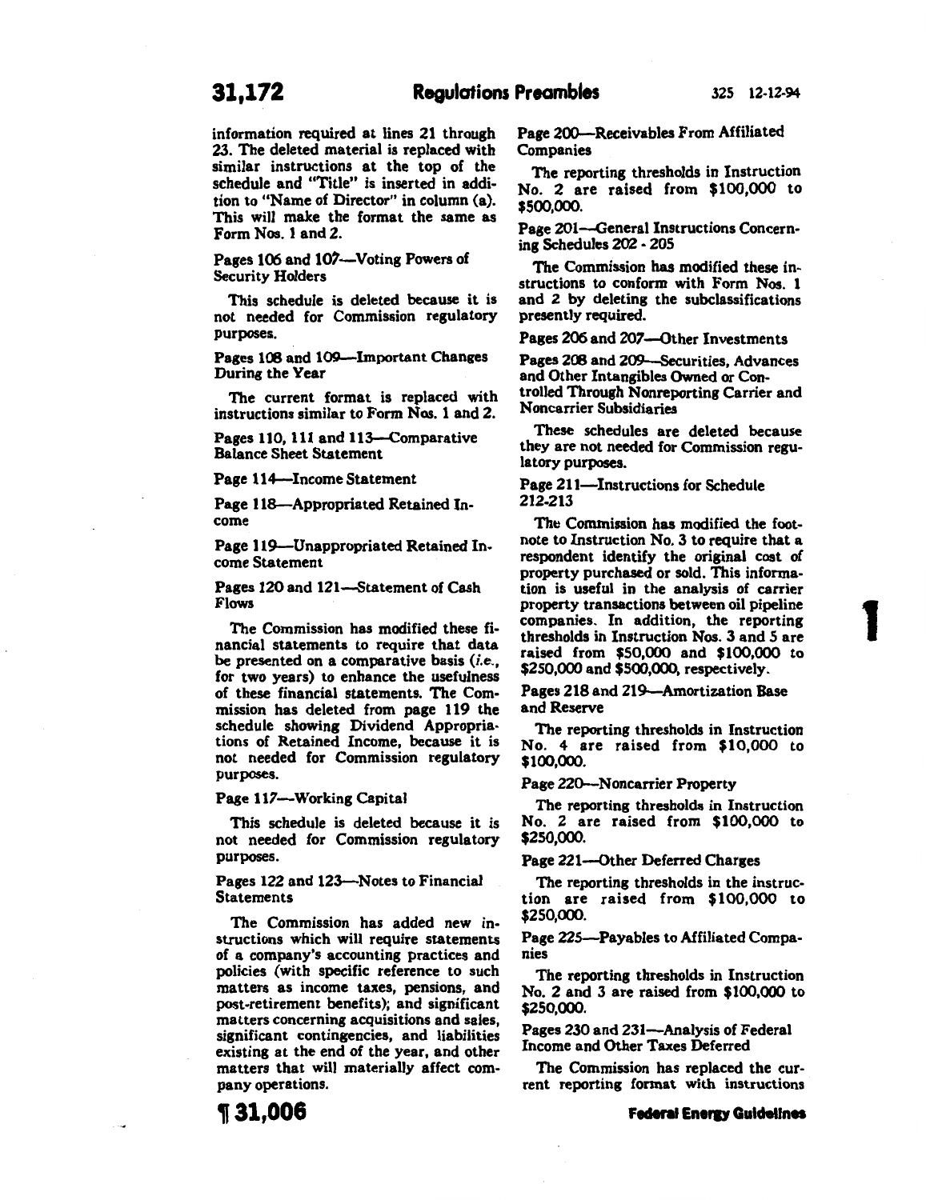information required at lines 21 through 23. The deleted material is replaced with similar instructions at the top of the schedule and "Title" is inserted in addition to "Name of Director" in column (a). This will make the format the same as Form Nos. 1 and 2.

Pages 106 and 107—Voting Powers of Security Holders

This schedule is deleted because it is not needed for Commission regulatory purposes.

Pages 108 and 109—Important Changes During the Year

The current format is replaced with instructions similar to Form Nos. 1 and 2.

Pages 110, 111 and 113—Comparative Balance Sheet Statement

Page 114—Income Statement

Page 118—Appropriated Retained Income

Page 119—Unappropriated Retained Income Statement

Pages 120 and 121—Statement of Cash Flows

The Commission has modified these financial statements to require that data be presented on a comparative basis (*i.e.*, for two years) to enhance the usefulness of these financial statements. The Commission has deleted from page 119 the schedule showing Dividend Appropriations of Retained Income, because it is not needed for Commission regulatory purposes.

Page 117—Working Capital

This schedule is deleted because it is not needed for Commission regulatory purposes.

Pages 122 and 123—Notes to Financial Statements

The Commission has added new instructions which will require statements of a company's accounting practices and policies (with specific reference to such matters as income taxes, pensions, and post-retirement benefits); and significant matters concerning acquisitions and sales, significant contingencies, and liabilities existing at the end of the year, and other matters that will materially affect company operations.

Page 200—Receivables From Affiliated Companies

The reporting thresholds in Instruction No. 2 are raised from $100,000 to $500,000.

Page 201—General Instructions Concerning Schedules 202 - 205

The Commission has modified these instructions to conform with Form Nos. 1 and 2 by deleting the subclassifications presently required.

Pages 206 and 207—Other Investments

Pages 208 and 209—Securities, Advances and Other Intangibles Owned or Controlled Through Nonreporting Carrier and Noncarrier Subsidiaries

These schedules are deleted because they are not needed for Commission regulatory purposes.

Page 211—Instructions for Schedule 212-213

The Commission has modified the footnote to Instruction No. 3 to require that a respondent identify the original cost of property purchased or sold. This information is useful in the analysis of carrier property transactions between oil pipeline companies. In addition, the reporting thresholds in Instruction Nos. 3 and 5 are raised from $50,000 and $100,000 to $250,000 and $500,000, respectively.

Pages 218 and 219—Amortization Base and Reserve

The reporting thresholds in Instruction No. 4 are raised from $10,000 to $100,000.

Page 220—Noncarrier Property

The reporting thresholds in Instruction No. 2 are raised from $100,000 to $250,000.

Page 221—Other Deferred Charges

The reporting thresholds in the instruction are raised from $100,000 to $250,000.

Page 225—Payables to Affiliated Companies

The reporting thresholds in Instruction No. 2 and 3 are raised from $100,000 to $250,000.

Pages 230 and 231—Analysis of Federal Income and Other Taxes Deferred

The Commission has replaced the current reporting format with instructions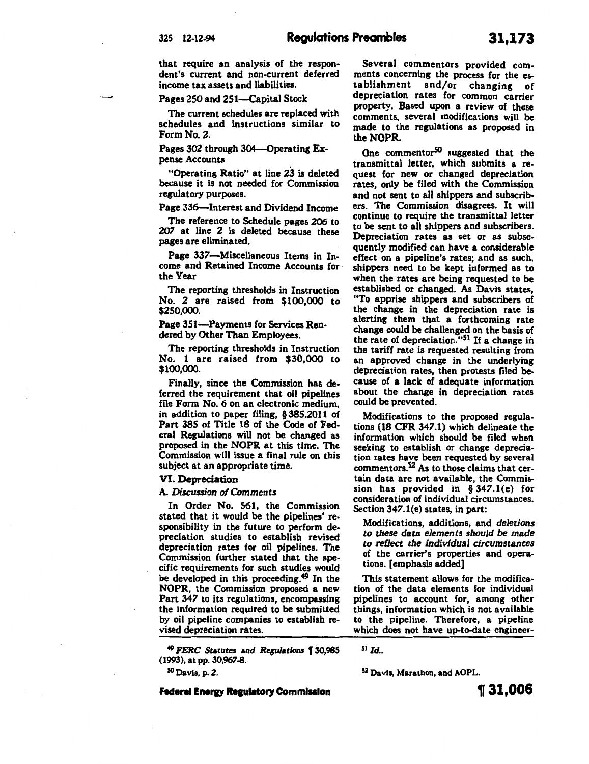that require an analysis of the respondent's current and non-current deferred income tax assets and liabilities.

Pages 250 and 251—Capital Stock

The current schedules are replaced with schedules and instructions similar to Form No. 2.

Pages 302 through 304—Operating Expense Accounts

"Operating Ratio" at line 23 is deleted because it is not needed for Commission regulatory purposes.

Page 336—Interest and Dividend Income

The reference to Schedule pages 206 to 207 at line 2 is deleted because these pages are eliminated.

Page 337—Miscellaneous Items in Income and Retained Income Accounts for the Year

The reporting thresholds in Instruction No. 2 are raised from $100,000 to $250,000.

Page 351—Payments for Services Rendered by Other Than Employees.

The reporting thresholds in Instruction No. 1 are raised from $30,000 to $100,000.

Finally, since the Commission has deferred the requirement that oil pipelines file Form No. 6 on an electronic medium, in addition to paper filing, § 385.2011 of Part 385 of Title 18 of the Code of Federal Regulations will not be changed as proposed in the NOPR at this time. The Commission will issue a final rule on this subject at an appropriate time.

## VI. Depreciation

### A. *Discussion of Comments*

In Order No. 561, the Commission stated that it would be the pipelines' responsibility in the future to perform depreciation studies to establish revised depreciation rates for oil pipelines. The Commission further stated that the specific requirements for such studies would be developed in this proceeding.[49] In the NOPR, the Commission proposed a new Part 347 to its regulations, encompassing the information required to be submitted by oil pipeline companies to establish revised depreciation rates.

Several commentors provided comments concerning the process for the establishment and/or changing of depreciation rates for common carrier property. Based upon a review of these comments, several modifications will be made to the regulations as proposed in the NOPR.

One commentor[50] suggested that the transmittal letter, which submits a request for new or changed depreciation rates, only be filed with the Commission and not sent to all shippers and subscribers. The Commission disagrees. It will continue to require the transmittal letter to be sent to all shippers and subscribers. Depreciation rates as set or as subsequently modified can have a considerable effect on a pipeline's rates; and as such, shippers need to be kept informed as to when the rates are being requested to be established or changed. As Davis states, "To apprise shippers and subscribers of the change in the depreciation rate is alerting them that a forthcoming rate change could be challenged on the basis of the rate of depreciation."[51] If a change in the tariff rate is requested resulting from an approved change in the underlying depreciation rates, then protests filed because of a lack of adequate information about the change in depreciation rates could be prevented.

Modifications to the proposed regulations (18 CFR 347.1) which delineate the information which should be filed when seeking to establish or change depreciation rates have been requested by several commentors.[52] As to those claims that certain data are not available, the Commission has provided in § 347.1(e) for consideration of individual circumstances. Section 347.1(e) states, in part:

> Modifications, additions, and *deletions to these data elements should be made to reflect the individual circumstances* of the carrier's properties and operations. [emphasis added]

This statement allows for the modification of the data elements for individual pipelines to account for, among other things, information which is not available to the pipeline. Therefore, a pipeline which does not have up-to-date engineer-

---

[49] *FERC Statutes and Regulations* ¶ 30,985 (1993), at pp. 30,967-8.

[50] Davis, p. 2.

[51] *Id.*.

[52] Davis, Marathon, and AOPL.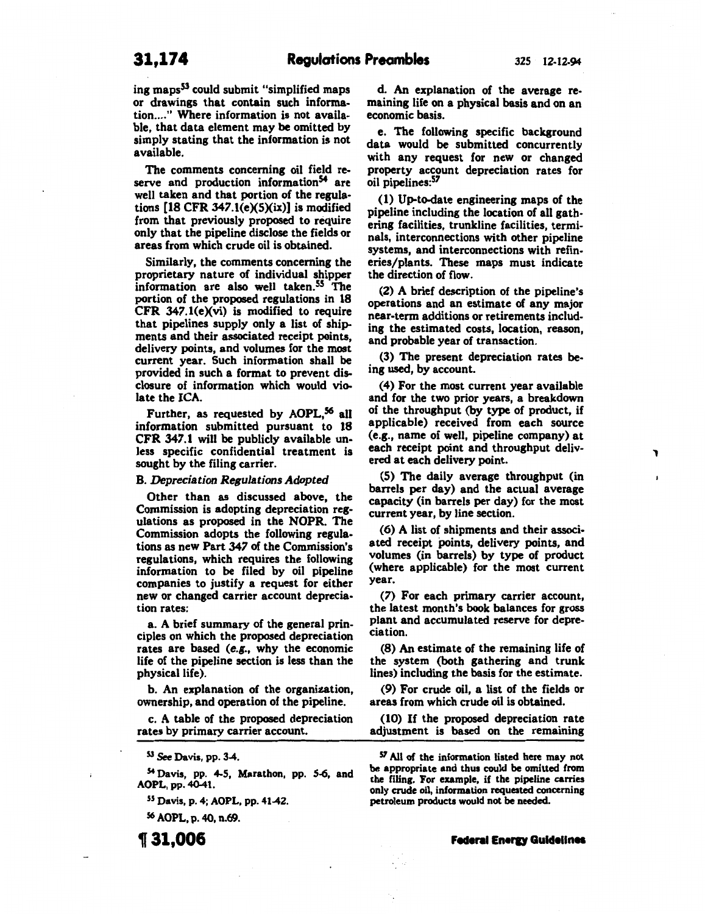ing maps[53] could submit "simplified maps or drawings that contain such information...." Where information is not available, that data element may be omitted by simply stating that the information is not available.

The comments concerning oil field reserve and production information[54] are well taken and that portion of the regulations [18 CFR 347.1(e)(5)(ix)] is modified from that previously proposed to require only that the pipeline disclose the fields or areas from which crude oil is obtained.

Similarly, the comments concerning the proprietary nature of individual shipper information are also well taken.[55] The portion of the proposed regulations in 18 CFR 347.1(e)(vi) is modified to require that pipelines supply only a list of shipments and their associated receipt points, delivery points, and volumes for the most current year. Such information shall be provided in such a format to prevent disclosure of information which would violate the ICA.

Further, as requested by AOPL,[56] all information submitted pursuant to 18 CFR 347.1 will be publicly available unless specific confidential treatment is sought by the filing carrier.

### B. *Depreciation Regulations Adopted*

Other than as discussed above, the Commission is adopting depreciation regulations as proposed in the NOPR. The Commission adopts the following regulations as new Part 347 of the Commission's regulations, which requires the following information to be filed by oil pipeline companies to justify a request for either new or changed carrier account depreciation rates:

a. A brief summary of the general principles on which the proposed depreciation rates are based (*e.g.*, why the economic life of the pipeline section is less than the physical life).

b. An explanation of the organization, ownership, and operation of the pipeline.

c. A table of the proposed depreciation rates by primary carrier account.

d. An explanation of the average remaining life on a physical basis and on an economic basis.

e. The following specific background data would be submitted concurrently with any request for new or changed property account depreciation rates for oil pipelines:[57]

(1) Up-to-date engineering maps of the pipeline including the location of all gathering facilities, trunkline facilities, terminals, interconnections with other pipeline systems, and interconnections with refineries/plants. These maps must indicate the direction of flow.

(2) A brief description of the pipeline's operations and an estimate of any major near-term additions or retirements including the estimated costs, location, reason, and probable year of transaction.

(3) The present depreciation rates being used, by account.

(4) For the most current year available and for the two prior years, a breakdown of the throughput (by type of product, if applicable) received from each source (e.g., name of well, pipeline company) at each receipt point and throughput delivered at each delivery point.

(5) The daily average throughput (in barrels per day) and the actual average capacity (in barrels per day) for the most current year, by line section.

(6) A list of shipments and their associated receipt points, delivery points, and volumes (in barrels) by type of product (where applicable) for the most current year.

(7) For each primary carrier account, the latest month's book balances for gross plant and accumulated reserve for depreciation.

(8) An estimate of the remaining life of the system (both gathering and trunk lines) including the basis for the estimate.

(9) For crude oil, a list of the fields or areas from which crude oil is obtained.

(10) If the proposed depreciation rate adjustment is based on the remaining

---

[53] *See* Davis, pp. 3-4.

[54] Davis, pp. 4-5, Marathon, pp. 5-6, and AOPL, pp. 40-41.

[55] Davis, p. 4; AOPL, pp. 41-42.

[56] AOPL, p. 40, n.69.

[57] All of the information listed here may not be appropriate and thus could be omitted from the filing. For example, if the pipeline carries only crude oil, information requested concerning petroleum products would not be needed.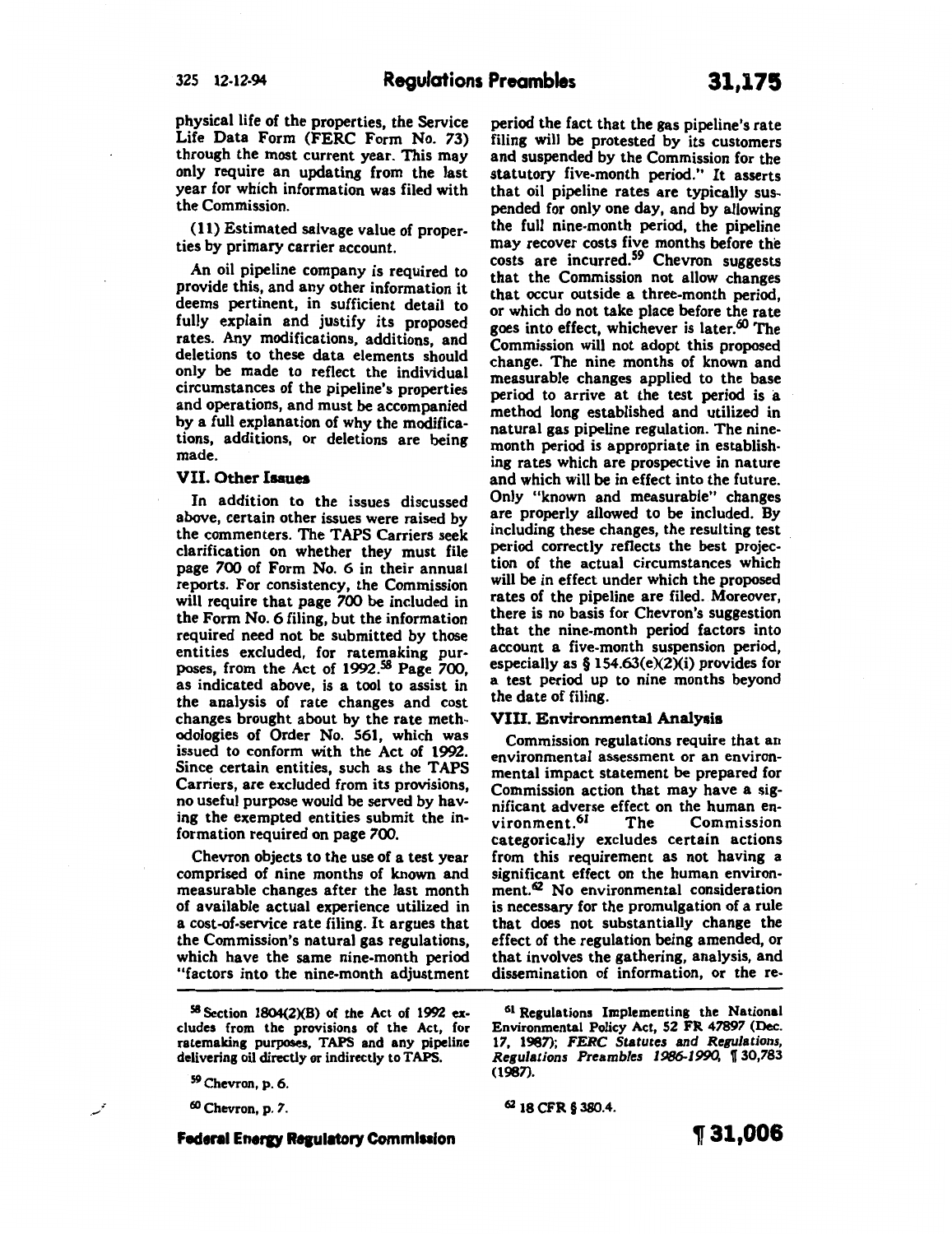physical life of the properties, the Service Life Data Form (FERC Form No. 73) through the most current year. This may only require an updating from the last year for which information was filed with the Commission.

(11) Estimated salvage value of properties by primary carrier account.

An oil pipeline company is required to provide this, and any other information it deems pertinent, in sufficient detail to fully explain and justify its proposed rates. Any modifications, additions, and deletions to these data elements should only be made to reflect the individual circumstances of the pipeline's properties and operations, and must be accompanied by a full explanation of why the modifications, additions, or deletions are being made.

## VII. Other Issues

In addition to the issues discussed above, certain other issues were raised by the commenters. The TAPS Carriers seek clarification on whether they must file page 700 of Form No. 6 in their annual reports. For consistency, the Commission will require that page 700 be included in the Form No. 6 filing, but the information required need not be submitted by those entities excluded, for ratemaking purposes, from the Act of 1992.[58] Page 700, as indicated above, is a tool to assist in the analysis of rate changes and cost changes brought about by the rate methodologies of Order No. 561, which was issued to conform with the Act of 1992. Since certain entities, such as the TAPS Carriers, are excluded from its provisions, no useful purpose would be served by having the exempted entities submit the information required on page 700.

Chevron objects to the use of a test year comprised of nine months of known and measurable changes after the last month of available actual experience utilized in a cost-of-service rate filing. It argues that the Commission's natural gas regulations, which have the same nine-month period "factors into the nine-month adjustment period the fact that the gas pipeline's rate filing will be protested by its customers and suspended by the Commission for the statutory five-month period." It asserts that oil pipeline rates are typically suspended for only one day, and by allowing the full nine-month period, the pipeline may recover costs five months before the costs are incurred.[59] Chevron suggests that the Commission not allow changes that occur outside a three-month period, or which do not take place before the rate goes into effect, whichever is later.[60] The Commission will not adopt this proposed change. The nine months of known and measurable changes applied to the base period to arrive at the test period is a method long established and utilized in natural gas pipeline regulation. The nine-month period is appropriate in establishing rates which are prospective in nature and which will be in effect into the future. Only "known and measurable" changes are properly allowed to be included. By including these changes, the resulting test period correctly reflects the best projection of the actual circumstances which will be in effect under which the proposed rates of the pipeline are filed. Moreover, there is no basis for Chevron's suggestion that the nine-month period factors into account a five-month suspension period, especially as § 154.63(e)(2)(i) provides for a test period up to nine months beyond the date of filing.

## VIII. Environmental Analysis

Commission regulations require that an environmental assessment or an environmental impact statement be prepared for Commission action that may have a significant adverse effect on the human environment.[61] The Commission categorically excludes certain actions from this requirement as not having a significant effect on the human environment.[62] No environmental consideration is necessary for the promulgation of a rule that does not substantially change the effect of the regulation being amended, or that involves the gathering, analysis, and dissemination of information, or the re-

---

[58] Section 1804(2)(B) of the Act of 1992 excludes from the provisions of the Act, for ratemaking purposes, TAPS and any pipeline delivering oil directly or indirectly to TAPS.

[59] Chevron, p. 6.

[60] Chevron, p. 7.

[61] Regulations Implementing the National Environmental Policy Act, 52 FR 47897 (Dec. 17, 1987); *FERC Statutes and Regulations, Regulations Preambles 1986-1990*, ¶ 30,783 (1987).

[62] 18 CFR § 380.4.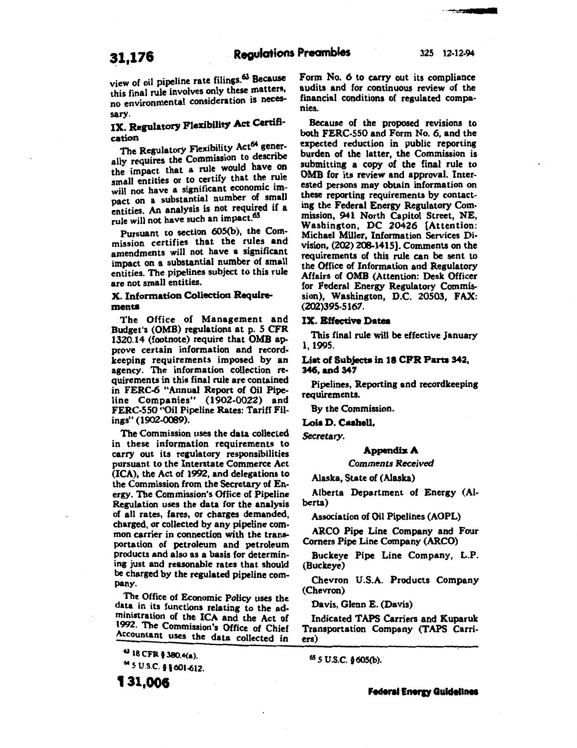view of oil pipeline rate filings.[63] Because this final rule involves only these matters, no environmental consideration is necessary.

## IX. Regulatory Flexibility Act Certification

The Regulatory Flexibility Act[64] generally requires the Commission to describe the impact that a rule would have on small entities or to certify that the rule will not have a significant economic impact on a substantial number of small entities. An analysis is not required if a rule will not have such an impact.[65]

Pursuant to section 605(b), the Commission certifies that the rules and amendments will not have a significant impact on a substantial number of small entities. The pipelines subject to this rule are not small entities.

## X. Information Collection Requirements

The Office of Management and Budget's (OMB) regulations at p. 5 CFR 1320.14 (footnote) require that OMB approve certain information and recordkeeping requirements imposed by an agency. The information collection requirements in this final rule are contained in FERC-6 "Annual Report of Oil Pipeline Companies" (1902-0022) and FERC-550 "Oil Pipeline Rates: Tariff Filings" (1902-0089).

The Commission uses the data collected in these information requirements to carry out its regulatory responsibilities pursuant to the Interstate Commerce Act (ICA), the Act of 1992, and delegations to the Commission from the Secretary of Energy. The Commission's Office of Pipeline Regulation uses the data for the analysis of all rates, fares, or charges demanded, charged, or collected by any pipeline common carrier in connection with the transportation of petroleum and petroleum products and also as a basis for determining just and reasonable rates that should be charged by the regulated pipeline company.

The Office of Economic Policy uses the data in its functions relating to the administration of the ICA and the Act of 1992. The Commission's Office of Chief Accountant uses the data collected in Form No. 6 to carry out its compliance audits and for continuous review of the financial conditions of regulated companies.

Because of the proposed revisions to both FERC-550 and Form No. 6, and the expected reduction in public reporting burden of the latter, the Commission is submitting a copy of the final rule to OMB for its review and approval. Interested persons may obtain information on these reporting requirements by contacting the Federal Energy Regulatory Commission, 941 North Capitol Street, NE, Washington, DC 20426 [Attention: Michael Miller, Information Services Division, (202) 208-1415]. Comments on the requirements of this rule can be sent to the Office of Information and Regulatory Affairs of OMB (Attention: Desk Officer for Federal Energy Regulatory Commission), Washington, D.C. 20503, FAX: (202)395-5167.

## IX. Effective Dates

This final rule will be effective January 1, 1995.

## List of Subjects in 18 CFR Parts 342, 346, and 347

Pipelines, Reporting and recordkeeping requirements.

By the Commission.

**Lois D. Cashell,**

*Secretary.*

### Appendix A

*Comments Received*

Alaska, State of (Alaska)

Alberta Department of Energy (Alberta)

Association of Oil Pipelines (AOPL)

ARCO Pipe Line Company and Four Corners Pipe Line Company (ARCO)

Buckeye Pipe Line Company, L.P. (Buckeye)

Chevron U.S.A. Products Company (Chevron)

Davis, Glenn E. (Davis)

Indicated TAPS Carriers and Kuparuk Transportation Company (TAPS Carriers)

---

[63] 18 CFR § 380.4(a).

[64] 5 U.S.C. §§ 601-612.

[65] 5 U.S.C. § 605(b).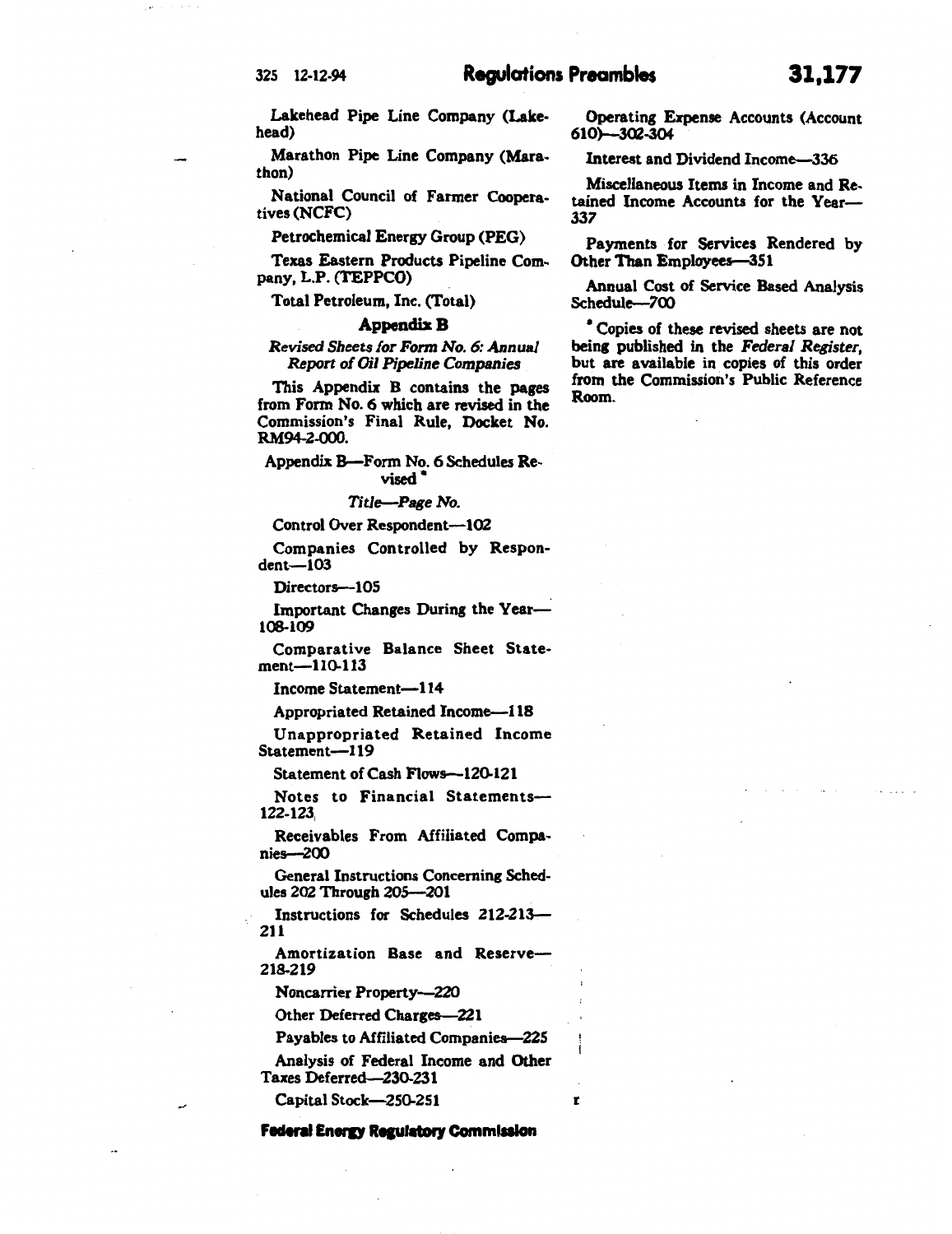Lakehead Pipe Line Company (Lakehead)

Marathon Pipe Line Company (Marathon)

National Council of Farmer Cooperatives (NCFC)

Petrochemical Energy Group (PEG)

Texas Eastern Products Pipeline Company, L.P. (TEPPCO)

Total Petroleum, Inc. (Total)

## Appendix B

*Revised Sheets for Form No. 6: Annual Report of Oil Pipeline Companies*

This Appendix B contains the pages from Form No. 6 which are revised in the Commission's Final Rule, Docket No. RM94-2-000.

Appendix B—Form No. 6 Schedules Revised *

*Title—Page No.*

Control Over Respondent—102

Companies Controlled by Respondent—103

Directors—105

Important Changes During the Year—108-109

Comparative Balance Sheet Statement—110-113

Income Statement—114

Appropriated Retained Income—118

Unappropriated Retained Income Statement—119

Statement of Cash Flows—120-121

Notes to Financial Statements—122-123

Receivables From Affiliated Companies—200

General Instructions Concerning Schedules 202 Through 205—201

Instructions for Schedules 212-213—211

Amortization Base and Reserve—218-219

Noncarrier Property—220

Other Deferred Charges—221

Payables to Affiliated Companies—225

Analysis of Federal Income and Other Taxes Deferred—230-231

Capital Stock—250-251

Operating Expense Accounts (Account 610)—302-304

Interest and Dividend Income—336

Miscellaneous Items in Income and Retained Income Accounts for the Year—337

Payments for Services Rendered by Other Than Employees—351

Annual Cost of Service Based Analysis Schedule—700

* Copies of these revised sheets are not being published in the *Federal Register*, but are available in copies of this order from the Commission's Public Reference Room.